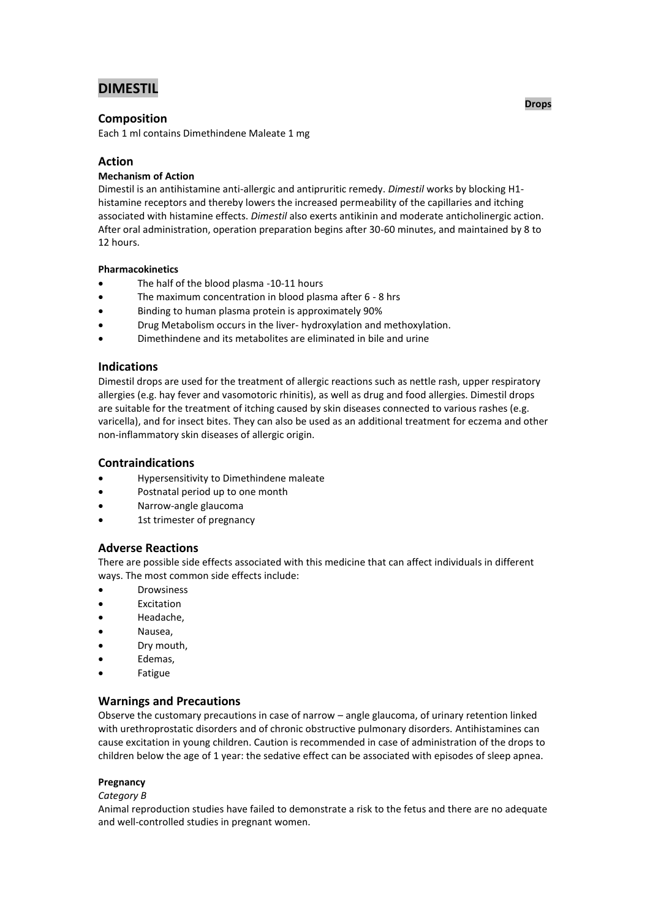# DIMESTIL

**Drops**

## Composition

Each 1 ml contains Dimethindene Maleate 1 mg

## Action

### Mechanism of Action

Dimestil is an antihistamine anti-allergic and antipruritic remedy. *Dimestil* works by blocking H1-histamine receptors and thereby lowers the increased permeability of the capillaries and itching associated with histamine effects. *Dimestil* also exerts antikinin and moderate anticholinergic action. After oral administration, operation preparation begins after 30-60 minutes, and maintained by 8 to 12 hours.

### Pharmacokinetics

- The half of the blood plasma -10-11 hours
- The maximum concentration in blood plasma after 6 - 8 hrs
- Binding to human plasma protein is approximately 90%
- Drug Metabolism occurs in the liver- hydroxylation and methoxylation.
- Dimethindene and its metabolites are eliminated in bile and urine

## Indications

Dimestil drops are used for the treatment of allergic reactions such as nettle rash, upper respiratory allergies (e.g. hay fever and vasomotoric rhinitis), as well as drug and food allergies. Dimestil drops are suitable for the treatment of itching caused by skin diseases connected to various rashes (e.g. varicella), and for insect bites. They can also be used as an additional treatment for eczema and other non-inflammatory skin diseases of allergic origin.

## Contraindications

- Hypersensitivity to Dimethindene maleate
- Postnatal period up to one month
- Narrow-angle glaucoma
- 1st trimester of pregnancy

## Adverse Reactions

There are possible side effects associated with this medicine that can affect individuals in different ways. The most common side effects include:

- Drowsiness
- Excitation
- Headache,
- Nausea,
- Dry mouth,
- Edemas,
- Fatigue

## Warnings and Precautions

Observe the customary precautions in case of narrow – angle glaucoma, of urinary retention linked with urethroprostatic disorders and of chronic obstructive pulmonary disorders. Antihistamines can cause excitation in young children. Caution is recommended in case of administration of the drops to children below the age of 1 year: the sedative effect can be associated with episodes of sleep apnea.

### Pregnancy

*Category B*

Animal reproduction studies have failed to demonstrate a risk to the fetus and there are no adequate and well-controlled studies in pregnant women.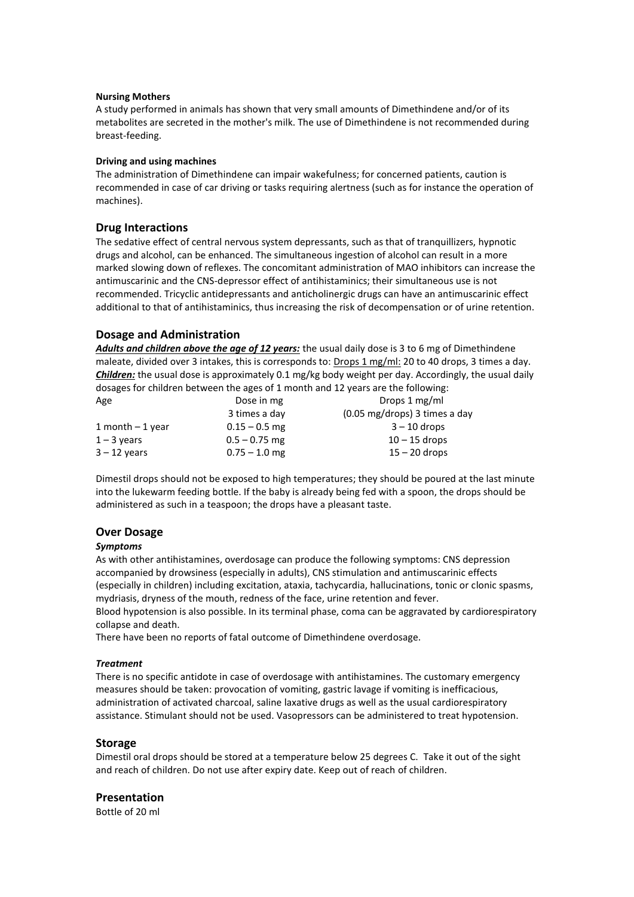#### Nursing Mothers

A study performed in animals has shown that very small amounts of Dimethindene and/or of its metabolites are secreted in the mother's milk. The use of Dimethindene is not recommended during breast-feeding.

#### Driving and using machines

The administration of Dimethindene can impair wakefulness; for concerned patients, caution is recommended in case of car driving or tasks requiring alertness (such as for instance the operation of machines).

## Drug Interactions

The sedative effect of central nervous system depressants, such as that of tranquillizers, hypnotic drugs and alcohol, can be enhanced. The simultaneous ingestion of alcohol can result in a more marked slowing down of reflexes. The concomitant administration of MAO inhibitors can increase the antimuscarinic and the CNS-depressor effect of antihistaminics; their simultaneous use is not recommended. Tricyclic antidepressants and anticholinergic drugs can have an antimuscarinic effect additional to that of antihistaminics, thus increasing the risk of decompensation or of urine retention.

## Dosage and Administration

***Adults and children above the age of 12 years:*** the usual daily dose is 3 to 6 mg of Dimethindene maleate, divided over 3 intakes, this is corresponds to: Drops 1 mg/ml: 20 to 40 drops, 3 times a day. ***Children:*** the usual dose is approximately 0.1 mg/kg body weight per day. Accordingly, the usual daily dosages for children between the ages of 1 month and 12 years are the following:

| Age | Dose in mg<br>3 times a day | Drops 1 mg/ml<br>(0.05 mg/drops) 3 times a day |
|---|---|---|
| 1 month – 1 year | 0.15 – 0.5 mg | 3 – 10 drops |
| 1 – 3 years | 0.5 – 0.75 mg | 10 – 15 drops |
| 3 – 12 years | 0.75 – 1.0 mg | 15 – 20 drops |

Dimestil drops should not be exposed to high temperatures; they should be poured at the last minute into the lukewarm feeding bottle. If the baby is already being fed with a spoon, the drops should be administered as such in a teaspoon; the drops have a pleasant taste.

## Over Dosage

***Symptoms***

As with other antihistamines, overdosage can produce the following symptoms: CNS depression accompanied by drowsiness (especially in adults), CNS stimulation and antimuscarinic effects (especially in children) including excitation, ataxia, tachycardia, hallucinations, tonic or clonic spasms, mydriasis, dryness of the mouth, redness of the face, urine retention and fever.

Blood hypotension is also possible. In its terminal phase, coma can be aggravated by cardiorespiratory collapse and death.

There have been no reports of fatal outcome of Dimethindene overdosage.

***Treatment***

There is no specific antidote in case of overdosage with antihistamines. The customary emergency measures should be taken: provocation of vomiting, gastric lavage if vomiting is inefficacious, administration of activated charcoal, saline laxative drugs as well as the usual cardiorespiratory assistance. Stimulant should not be used. Vasopressors can be administered to treat hypotension.

## Storage

Dimestil oral drops should be stored at a temperature below 25 degrees C. Take it out of the sight and reach of children. Do not use after expiry date. Keep out of reach of children.

## Presentation

Bottle of 20 ml